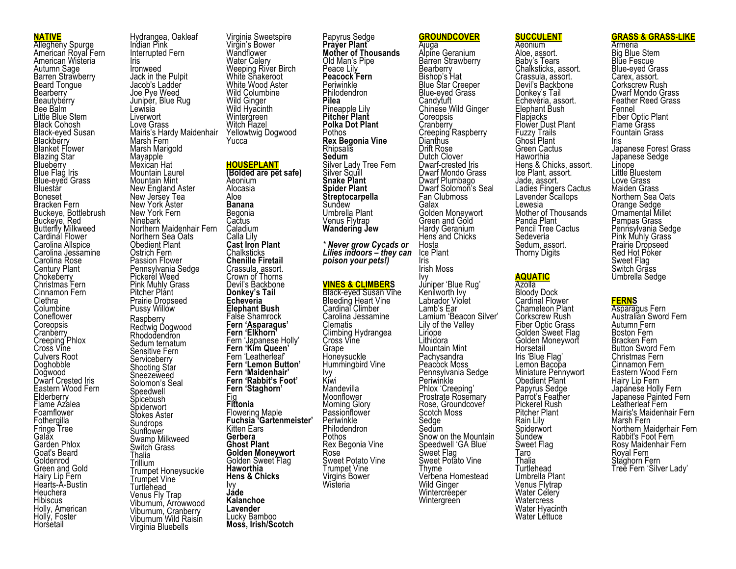## NATIVE

Allegheny Spurge
American Royal Fern
American Wisteria
Autumn Sage
Barren Strawberry
Beard Tongue
Bearberry
Beautyberry
Bee Balm
Little Blue Stem
Black Cohosh
Black-eyed Susan
Blackberry
Blanket Flower
Blazing Star
Blueberry
Blue Flag Iris
Blue-eyed Grass
Bluestar
Boneset
Bracken Fern
Buckeye, Bottlebrush
Buckeye, Red
Butterfly Milkweed
Cardinal Flower
Carolina Allspice
Carolina Jessamine
Carolina Rose
Century Plant
Chokeberry
Christmas Fern
Cinnamon Fern
Clethra
Columbine
Coneflower
Coreopsis
Cranberry
Creeping Phlox
Cross Vine
Culvers Root
Doghobble
Dogwood
Dwarf Crested Iris
Eastern Wood Fern
Elderberry
Flame Azalea
Foamflower
Fothergilla
Fringe Tree
Galax
Garden Phlox
Goat's Beard
Goldenrod
Green and Gold
Hairy Lip Fern
Hearts-A-Bustin
Heuchera
Hibiscus
Holly, American
Holly, Foster
Horsetail
Hydrangea, Oakleaf
Indian Pink
Interrupted Fern
Iris
Ironweed
Jack in the Pulpit
Jacob's Ladder
Joe Pye Weed
Juniper, Blue Rug
Lewisia
Liverwort
Love Grass
Mairis's Hardy Maidenhair
Marsh Fern
Marsh Marigold
Mayapple
Mexican Hat
Mountain Laurel
Mountain Mint
New England Aster
New Jersey Tea
New York Aster
New York Fern
Ninebark
Northern Maidenhair Fern
Northern Sea Oats
Obedient Plant
Ostrich Fern
Passion Flower
Pennsylvania Sedge
Pickerel Weed
Pink Muhly Grass
Pitcher Plant
Prairie Dropseed
Pussy Willow
Raspberry
Redtwig Dogwood
Rhododendron
Sedum ternatum
Sensitive Fern
Serviceberry
Shooting Star
Sneezeweed
Solomon's Seal
Speedwell
Spicebush
Spiderwort
Stokes Aster
Sundrops
Sunflower
Swamp Milkweed
Switch Grass
Thalia
Trillium
Trumpet Honeysuckle
Trumpet Vine
Turtlehead
Venus Fly Trap
Viburnum, Arrowwood
Viburnum, Cranberry
Viburnum Wild Raisin
Virginia Bluebells
Virginia Sweetspire
Virgin's Bower
Wandflower
Water Celery
Weeping River Birch
White Snakeroot
White Wood Aster
Wild Columbine
Wild Ginger
Wild Hyacinth
Wintergreen
Witch Hazel
Yellowtwig Dogwood
Yucca

## HOUSEPLANT

**(Bolded are pet safe)**

Aeonium
Alocasia
Aloe
**Banana**
Begonia
Cactus
Caladium
Calla Lily
**Cast Iron Plant**
Chalksticks
**Chenille Firetail**
Crassula, assort.
Crown of Thorns
Devil's Backbone
**Donkey's Tail**
**Echeveria**
**Elephant Bush**
False Shamrock
**Fern 'Asparagus'**
**Fern 'Elkhorn'**
Fern 'Japanese Holly'
**Fern 'Kim Queen'**
Fern 'Leatherleaf'
**Fern 'Lemon Button'**
**Fern 'Maidenhair'**
**Fern 'Rabbit's Foot'**
**Fern 'Staghorn'**
Fig
**Fittonia**
Flowering Maple
**Fuchsia 'Gartenmeister'**
Kitten Ears
**Gerbera**
**Ghost Plant**
**Golden Moneywort**
Golden Sweet Flag
**Haworthia**
**Hens & Chicks**
Ivy
**Jade**
**Kalanchoe**
**Lavender**
Lucky Bamboo
**Moss, Irish/Scotch**
Papyrus Sedge
**Prayer Plant**
**Mother of Thousands**
Old Man's Pipe
Peace Lily
**Peacock Fern**
Periwinkle
Philodendron
**Pilea**
Pineapple Lily
**Pitcher Plant**
**Polka Dot Plant**
Pothos
**Rex Begonia Vine**
Rhipsalis
**Sedum**
Silver Lady Tree Fern
Silver Squill
**Snake Plant**
**Spider Plant**
**Streptocarpella**
Sundew
Umbrella Plant
Venus Flytrap
**Wandering Jew**

***\* Never grow Cycads or Lilies indoors – they can poison your pets!)***

## VINES & CLIMBERS

Black-eyed Susan Vine
Bleeding Heart Vine
Cardinal Climber
Carolina Jessamine
Clematis
Climbing Hydrangea
Cross Vine
Grape
Honeysuckle
Hummingbird Vine
Ivy
Kiwi
Mandevilla
Moonflower
Morning Glory
Passionflower
Periwinkle
Philodendron
Pothos
Rex Begonia Vine
Rose
Sweet Potato Vine
Trumpet Vine
Virgins Bower
Wisteria

## GROUNDCOVER

Ajuga
Alpine Geranium
Barren Strawberry
Bearberry
Bishop's Hat
Blue Star Creeper
Blue-eyed Grass
Candytuft
Chinese Wild Ginger
Coreopsis
Cranberry
Creeping Raspberry
Dianthus
Drift Rose
Dutch Clover
Dwarf-crested Iris
Dwarf Mondo Grass
Dwarf Plumbago
Dwarf Solomon's Seal
Fan Clubmoss
Galax
Golden Moneywort
Green and Gold
Hardy Geranium
Hens and Chicks
Hosta
Ice Plant
Iris
Irish Moss
Ivy
Juniper 'Blue Rug'
Kenilworth Ivy
Labrador Violet
Lamb's Ear
Lamium 'Beacon Silver'
Lily of the Valley
Liriope
Lithidora
Mountain Mint
Pachysandra
Peacock Moss
Pennsylvania Sedge
Periwinkle
Phlox 'Creeping'
Prostrate Rosemary
Rose, Groundcover
Scotch Moss
Sedge
Sedum
Snow on the Mountain
Speedwell 'GA Blue'
Sweet Flag
Sweet Potato Vine
Thyme
Verbena Homestead
Wild Ginger
Wintercreeper
Wintergreen

## SUCCULENT

Aeonium
Aloe, assort.
Baby's Tears
Chalksticks, assort.
Crassula, assort.
Devil's Backbone
Donkey's Tail
Echeveria, assort.
Elephant Bush
Flapjacks
Flower Dust Plant
Fuzzy Trails
Ghost Plant
Green Cactus
Haworthia
Hens & Chicks, assort.
Ice Plant, assort.
Jade, assort.
Ladies Fingers Cactus
Lavender Scallops
Lewesia
Mother of Thousands
Panda Plant
Pencil Tree Cactus
Sedeveria
Sedum, assort.
Thorny Digits

## AQUATIC

Azolla
Bloody Dock
Cardinal Flower
Chameleon Plant
Corkscrew Rush
Fiber Optic Grass
Golden Sweet Flag
Golden Moneywort
Horsetail
Iris 'Blue Flag'
Lemon Bacopa
Miniature Pennywort
Obedient Plant
Papyrus Sedge
Parrot's Feather
Pickerel Rush
Pitcher Plant
Rain Lily
Spiderwort
Sundew
Sweet Flag
Taro
Thalia
Turtlehead
Umbrella Plant
Venus Flytrap
Water Celery
Watercress
Water Hyacinth
Water Lettuce

## GRASS & GRASS-LIKE

Armeria
Big Blue Stem
Blue Fescue
Blue-eyed Grass
Carex, assort.
Corkscrew Rush
Dwarf Mondo Grass
Feather Reed Grass
Fennel
Fiber Optic Plant
Flame Grass
Fountain Grass
Iris
Japanese Forest Grass
Japanese Sedge
Liriope
Little Bluestem
Love Grass
Maiden Grass
Northern Sea Oats
Orange Sedge
Ornamental Millet
Pampas Grass
Pennsylvania Sedge
Pink Muhly Grass
Prairie Dropseed
Red Hot Poker
Sweet Flag
Switch Grass
Umbrella Sedge

## FERNS

Asparagus Fern
Australian Sword Fern
Autumn Fern
Boston Fern
Bracken Fern
Button Sword Fern
Christmas Fern
Cinnamon Fern
Eastern Wood Fern
Hairy Lip Fern
Japanese Holly Fern
Japanese Painted Fern
Leatherleaf Fern
Mairis's Maidenhair Fern
Marsh Fern
Northern Maiderhair Fern
Rabbit's Foot Fern
Rosy Maidenhair Fern
Royal Fern
Staghorn Fern
Tree Fern 'Silver Lady'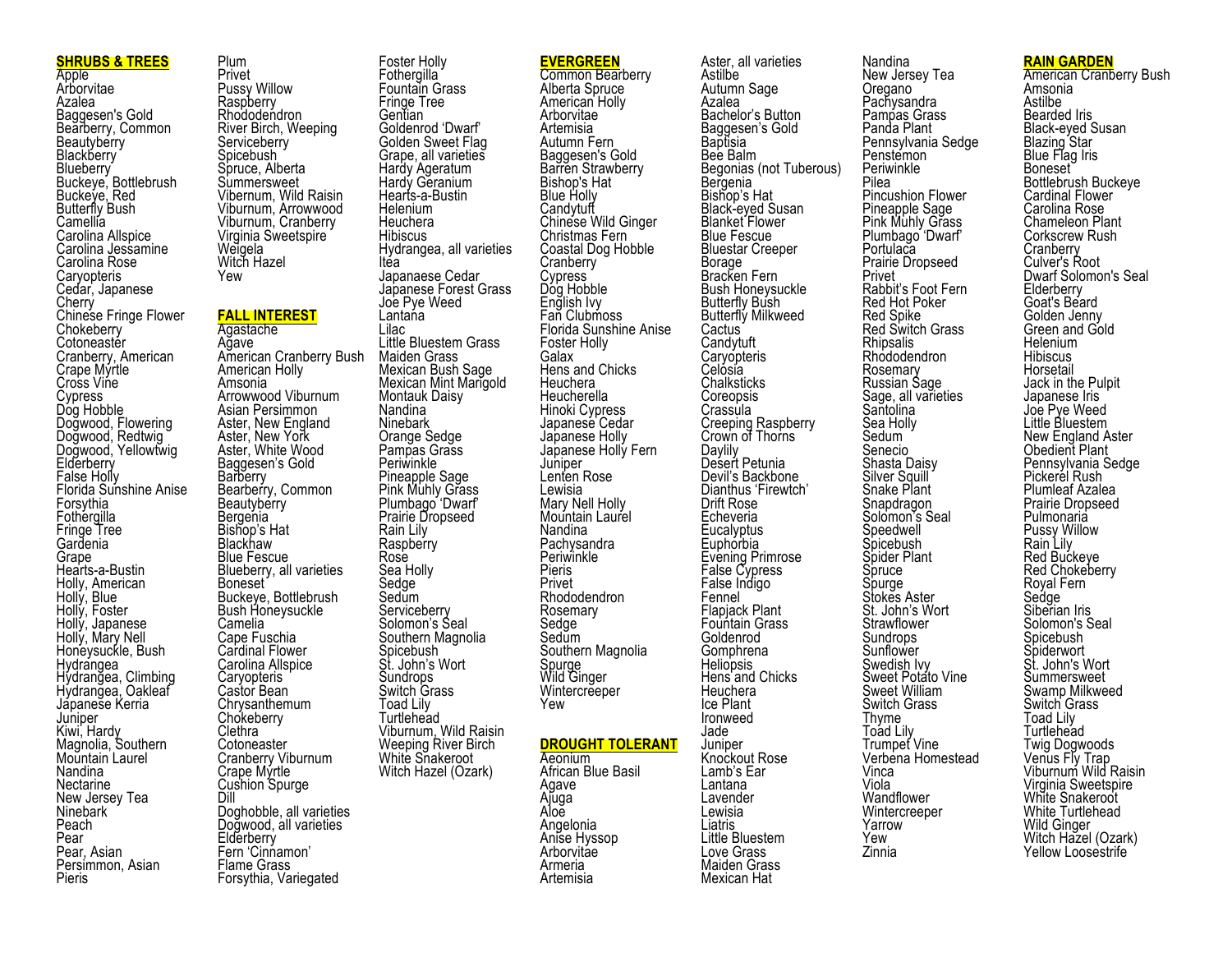## SHRUBS & TREES

Apple
Arborvitae
Azalea
Baggesen's Gold
Bearberry, Common
Beautyberry
Blackberry
Blueberry
Buckeye, Bottlebrush
Buckeye, Red
Butterfly Bush
Camellia
Carolina Allspice
Carolina Jessamine
Carolina Rose
Caryopteris
Cedar, Japanese
Cherry
Chinese Fringe Flower
Chokeberry
Cotoneaster
Cranberry, American
Crape Myrtle
Cross Vine
Cypress
Dog Hobble
Dogwood, Flowering
Dogwood, Redtwig
Dogwood, Yellowtwig
Elderberry
False Holly
Florida Sunshine Anise
Forsythia
Fothergilla
Fringe Tree
Gardenia
Grape
Hearts-a-Bustin
Holly, American
Holly, Blue
Holly, Foster
Holly, Japanese
Holly, Mary Nell
Honeysuckle, Bush
Hydrangea
Hydrangea, Climbing
Hydrangea, Oakleaf
Japanese Kerria
Juniper
Kiwi, Hardy
Magnolia, Southern
Mountain Laurel
Nandina
Nectarine
New Jersey Tea
Ninebark
Peach
Pear
Pear, Asian
Persimmon, Asian
Pieris
Plum
Privet
Pussy Willow
Raspberry
Rhododendron
River Birch, Weeping
Serviceberry
Spicebush
Spruce, Alberta
Summersweet
Vibernum, Wild Raisin
Viburnum, Arrowwood
Viburnum, Cranberry
Virginia Sweetspire
Weigela
Witch Hazel
Yew

## FALL INTEREST

Agastache
Agave
American Cranberry Bush
American Holly
Amsonia
Arrowwood Viburnum
Asian Persimmon
Aster, New England
Aster, New York
Aster, White Wood
Baggesen's Gold
Barberry
Bearberry, Common
Beautyberry
Bergenia
Bishop's Hat
Blackhaw
Blue Fescue
Blueberry, all varieties
Boneset
Buckeye, Bottlebrush
Bush Honeysuckle
Camelia
Cape Fuschia
Cardinal Flower
Carolina Allspice
Caryopteris
Castor Bean
Chrysanthemum
Chokeberry
Clethra
Cotoneaster
Cranberry Viburnum
Crape Myrtle
Cushion Spurge
Dill
Doghobble, all varieties
Dogwood, all varieties
Elderberry
Fern 'Cinnamon'
Flame Grass
Forsythia, Variegated
Foster Holly
Fothergilla
Fountain Grass
Fringe Tree
Gentian
Goldenrod 'Dwarf'
Golden Sweet Flag
Grape, all varieties
Hardy Ageratum
Hardy Geranium
Hearts-a-Bustin
Helenium
Heuchera
Hibiscus
Hydrangea, all varieties
Itea
Japanaese Cedar
Japanese Forest Grass
Joe Pye Weed
Lantana
Lilac
Little Bluestem Grass
Maiden Grass
Mexican Bush Sage
Mexican Mint Marigold
Montauk Daisy
Nandina
Ninebark
Orange Sedge
Pampas Grass
Periwinkle
Pineapple Sage
Pink Muhly Grass
Plumbago 'Dwarf'
Prairie Dropseed
Rain Lily
Raspberry
Rose
Sea Holly
Sedge
Sedum
Serviceberry
Solomon's Seal
Southern Magnolia
Spicebush
St. John's Wort
Sundrops
Switch Grass
Toad Lily
Turtlehead
Viburnum, Wild Raisin
Weeping River Birch
White Snakeroot
Witch Hazel (Ozark)

## EVERGREEN

Common Bearberry
Alberta Spruce
American Holly
Arborvitae
Artemisia
Autumn Fern
Baggesen's Gold
Barren Strawberry
Bishop's Hat
Blue Holly
Candytuft
Chinese Wild Ginger
Christmas Fern
Coastal Dog Hobble
Cranberry
Cypress
Dog Hobble
English Ivy
Fan Clubmoss
Florida Sunshine Anise
Foster Holly
Galax
Hens and Chicks
Heuchera
Heucherella
Hinoki Cypress
Japanese Cedar
Japanese Holly
Japanese Holly Fern
Juniper
Lenten Rose
Lewisia
Mary Nell Holly
Mountain Laurel
Nandina
Pachysandra
Periwinkle
Pieris
Privet
Rhododendron
Rosemary
Sedge
Sedum
Southern Magnolia
Spurge
Wild Ginger
Wintercreeper
Yew

## DROUGHT TOLERANT

Aeonium
African Blue Basil
Agave
Ajuga
Aloe
Angelonia
Anise Hyssop
Arborvitae
Armeria
Artemisia
Aster, all varieties
Astilbe
Autumn Sage
Azalea
Bachelor's Button
Baggesen's Gold
Baptisia
Bee Balm
Begonias (not Tuberous)
Bergenia
Bishop's Hat
Black-eyed Susan
Blanket Flower
Blue Fescue
Bluestar Creeper
Borage
Bracken Fern
Bush Honeysuckle
Butterfly Bush
Butterfly Milkweed
Cactus
Candytuft
Caryopteris
Celosia
Chalksticks
Coreopsis
Crassula
Creeping Raspberry
Crown of Thorns
Daylily
Desert Petunia
Devil's Backbone
Dianthus 'Firewtch'
Drift Rose
Echeveria
Eucalyptus
Euphorbia
Evening Primrose
False Cypress
False Indigo
Fennel
Flapjack Plant
Fountain Grass
Goldenrod
Gomphrena
Heliopsis
Hens and Chicks
Heuchera
Ice Plant
Ironweed
Jade
Juniper
Knockout Rose
Lamb's Ear
Lantana
Lavender
Lewisia
Liatris
Little Bluestem
Love Grass
Maiden Grass
Mexican Hat
Nandina
New Jersey Tea
Oregano
Pachysandra
Pampas Grass
Panda Plant
Pennsylvania Sedge
Penstemon
Periwinkle
Pilea
Pincushion Flower
Pineapple Sage
Pink Muhly Grass
Plumbago 'Dwarf'
Portulaca
Prairie Dropseed
Privet
Rabbit's Foot Fern
Red Hot Poker
Red Spike
Red Switch Grass
Rhipsalis
Rhododendron
Rosemary
Russian Sage
Sage, all varieties
Santolina
Sea Holly
Sedum
Senecio
Shasta Daisy
Silver Squill
Snake Plant
Snapdragon
Solomon's Seal
Speedwell
Spicebush
Spider Plant
Spruce
Spurge
Stokes Aster
St. John's Wort
Strawflower
Sundrops
Sunflower
Swedish Ivy
Sweet Potato Vine
Sweet William
Switch Grass
Thyme
Toad Lily
Trumpet Vine
Verbena Homestead
Vinca
Viola
Wandflower
Wintercreeper
Yarrow
Yew
Zinnia

## RAIN GARDEN

American Cranberry Bush
Amsonia
Astilbe
Bearded Iris
Black-eyed Susan
Blazing Star
Blue Flag Iris
Boneset
Bottlebrush Buckeye
Cardinal Flower
Carolina Rose
Chameleon Plant
Corkscrew Rush
Cranberry
Culver's Root
Dwarf Solomon's Seal
Elderberry
Goat's Beard
Golden Jenny
Green and Gold
Helenium
Hibiscus
Horsetail
Jack in the Pulpit
Japanese Iris
Joe Pye Weed
Little Bluestem
New England Aster
Obedient Plant
Pennsylvania Sedge
Pickerel Rush
Plumleaf Azalea
Prairie Dropseed
Pulmonaria
Pussy Willow
Rain Lily
Red Buckeye
Red Chokeberry
Royal Fern
Sedge
Siberian Iris
Solomon's Seal
Spicebush
Spiderwort
St. John's Wort
Summersweet
Swamp Milkweed
Switch Grass
Toad Lily
Turtlehead
Twig Dogwoods
Venus Fly Trap
Viburnum Wild Raisin
Virginia Sweetspire
White Snakeroot
White Turtlehead
Wild Ginger
Witch Hazel (Ozark)
Yellow Loosestrife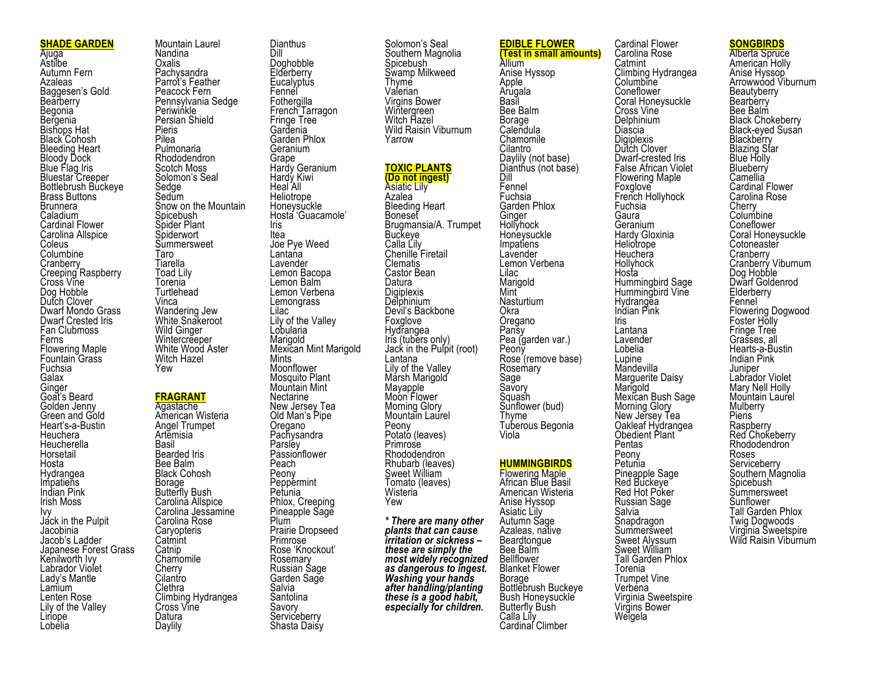## SHADE GARDEN

Ajuga
Astilbe
Autumn Fern
Azaleas
Baggesen's Gold
Bearberry
Begonia
Bergenia
Bishops Hat
Black Cohosh
Bleeding Heart
Bloody Dock
Blue Flag Iris
Bluestar Creeper
Bottlebrush Buckeye
Brass Buttons
Brunnera
Caladium
Cardinal Flower
Carolina Allspice
Coleus
Columbine
Cranberry
Creeping Raspberry
Cross Vine
Dog Hobble
Dutch Clover
Dwarf Mondo Grass
Dwarf Crested Iris
Fan Clubmoss
Ferns
Flowering Maple
Fountain Grass
Fuchsia
Galax
Ginger
Goat's Beard
Golden Jenny
Green and Gold
Heart's-a-Bustin
Heuchera
Heucherella
Horsetail
Hosta
Hydrangea
Impatiens
Indian Pink
Irish Moss
Ivy
Jack in the Pulpit
Jacobinia
Jacob's Ladder
Japanese Forest Grass
Kenilworth Ivy
Labrador Violet
Lady's Mantle
Lamium
Lenten Rose
Lily of the Valley
Liriope
Lobelia
Mountain Laurel
Nandina
Oxalis
Pachysandra
Parrot's Feather
Peacock Fern
Pennsylvania Sedge
Periwinkle
Persian Shield
Pieris
Pilea
Pulmonaria
Rhododendron
Scotch Moss
Solomon's Seal
Sedge
Sedum
Snow on the Mountain
Spicebush
Spider Plant
Spiderwort
Summersweet
Taro
Tiarella
Toad Lily
Torenia
Turtlehead
Vinca
Wandering Jew
White Snakeroot
Wild Ginger
Wintercreeper
White Wood Aster
Witch Hazel
Yew

## FRAGRANT

Agastache
American Wisteria
Angel Trumpet
Artemisia
Basil
Bearded Iris
Bee Balm
Black Cohosh
Borage
Butterfly Bush
Carolina Allspice
Carolina Jessamine
Carolina Rose
Caryopteris
Catmint
Catnip
Chamomile
Cherry
Cilantro
Clethra
Climbing Hydrangea
Cross Vine
Datura
Daylily
Dianthus
Dill
Doghobble
Elderberry
Eucalyptus
Fennel
Fothergilla
French Tarragon
Fringe Tree
Gardenia
Garden Phlox
Geranium
Grape
Hardy Geranium
Hardy Kiwi
Heal All
Heliotrope
Honeysuckle
Hosta 'Guacamole'
Iris
Itea
Joe Pye Weed
Lantana
Lavender
Lemon Bacopa
Lemon Balm
Lemon Verbena
Lemongrass
Lilac
Lily of the Valley
Lobularia
Marigold
Mexican Mint Marigold
Mints
Moonflower
Mosquito Plant
Mountain Mint
Nectarine
New Jersey Tea
Old Man's Pipe
Oregano
Pachysandra
Parsley
Passionflower
Peach
Peony
Peppermint
Petunia
Phlox, Creeping
Pineapple Sage
Plum
Prairie Dropseed
Primrose
Rose 'Knockout'
Rosemary
Russian Sage
Garden Sage
Salvia
Santolina
Savory
Serviceberry
Shasta Daisy
Solomon's Seal
Southern Magnolia
Spicebush
Swamp Milkweed
Thyme
Valerian
Virgins Bower
Wintergreen
Witch Hazel
Wild Raisin Viburnum
Yarrow

## TOXIC PLANTS
**(Do not ingest)**

Asiatic Lily
Azalea
Bleeding Heart
Boneset
Brugmansia/A. Trumpet
Buckeye
Calla Lily
Chenille Firetail
Clematis
Castor Bean
Datura
Digiplexis
Delphinium
Devil's Backbone
Foxglove
Hydrangea
Iris (tubers only)
Jack in the Pulpit (root)
Lantana
Lily of the Valley
Marsh Marigold
Mayapple
Moon Flower
Morning Glory
Mountain Laurel
Peony
Potato (leaves)
Primrose
Rhododendron
Rhubarb (leaves)
Sweet William
Tomato (leaves)
Wisteria
Yew

***\* There are many other plants that can cause irritation or sickness – these are simply the most widely recognized as dangerous to ingest. Washing your hands after handling/planting these is a good habit, especially for children.***

## EDIBLE FLOWER
**(Test in small amounts)**

Allium
Anise Hyssop
Apple
Arugala
Basil
Bee Balm
Borage
Calendula
Chamomile
Cilantro
Daylily (not base)
Dianthus (not base)
Dill
Fennel
Fuchsia
Garden Phlox
Ginger
Hollyhock
Honeysuckle
Impatiens
Lavender
Lemon Verbena
Lilac
Marigold
Mint
Nasturtium
Okra
Oregano
Pansy
Pea (garden var.)
Peony
Rose (remove base)
Rosemary
Sage
Savory
Squash
Sunflower (bud)
Thyme
Tuberous Begonia
Viola

## HUMMINGBIRDS

Flowering Maple
African Blue Basil
American Wisteria
Anise Hyssop
Asiatic Lily
Autumn Sage
Azaleas, native
Beardtongue
Bee Balm
Bellflower
Blanket Flower
Borage
Bottlebrush Buckeye
Bush Honeysuckle
Butterfly Bush
Calla Lily
Cardinal Climber
Cardinal Flower
Carolina Rose
Catmint
Climbing Hydrangea
Columbine
Coneflower
Coral Honeysuckle
Cross Vine
Delphinium
Diascia
Digiplexis
Dutch Clover
Dwarf-crested Iris
False African Violet
Flowering Maple
Foxglove
French Hollyhock
Fuchsia
Gaura
Geranium
Hardy Gloxinia
Heliotrope
Heuchera
Hollyhock
Hosta
Hummingbird Sage
Hummingbird Vine
Hydrangea
Indian Pink
Iris
Lantana
Lavender
Lobelia
Lupine
Mandevilla
Marguerite Daisy
Marigold
Mexican Bush Sage
Morning Glory
New Jersey Tea
Oakleaf Hydrangea
Obedient Plant
Pentas
Peony
Petunia
Pineapple Sage
Red Buckeye
Red Hot Poker
Russian Sage
Salvia
Snapdragon
Summersweet
Sweet Alyssum
Sweet William
Tall Garden Phlox
Torenia
Trumpet Vine
Verbena
Virginia Sweetspire
Virgins Bower
Weigela

## SONGBIRDS

Alberta Spruce
American Holly
Anise Hyssop
Arrowwood Viburnum
Beautyberry
Bearberry
Bee Balm
Black Chokeberry
Black-eyed Susan
Blackberry
Blazing Star
Blue Holly
Blueberry
Camellia
Cardinal Flower
Carolina Rose
Cherry
Columbine
Coneflower
Coral Honeysuckle
Cotoneaster
Cranberry
Cranberry Viburnum
Dog Hobble
Dwarf Goldenrod
Elderberry
Fennel
Flowering Dogwood
Foster Holly
Fringe Tree
Grasses, all
Hearts-a-Bustin
Indian Pink
Juniper
Labrador Violet
Mary Nell Holly
Mountain Laurel
Mulberry
Pieris
Raspberry
Red Chokeberry
Rhododendron
Roses
Serviceberry
Southern Magnolia
Spicebush
Summersweet
Sunflower
Tall Garden Phlox
Twig Dogwoods
Virginia Sweetspire
Wild Raisin Viburnum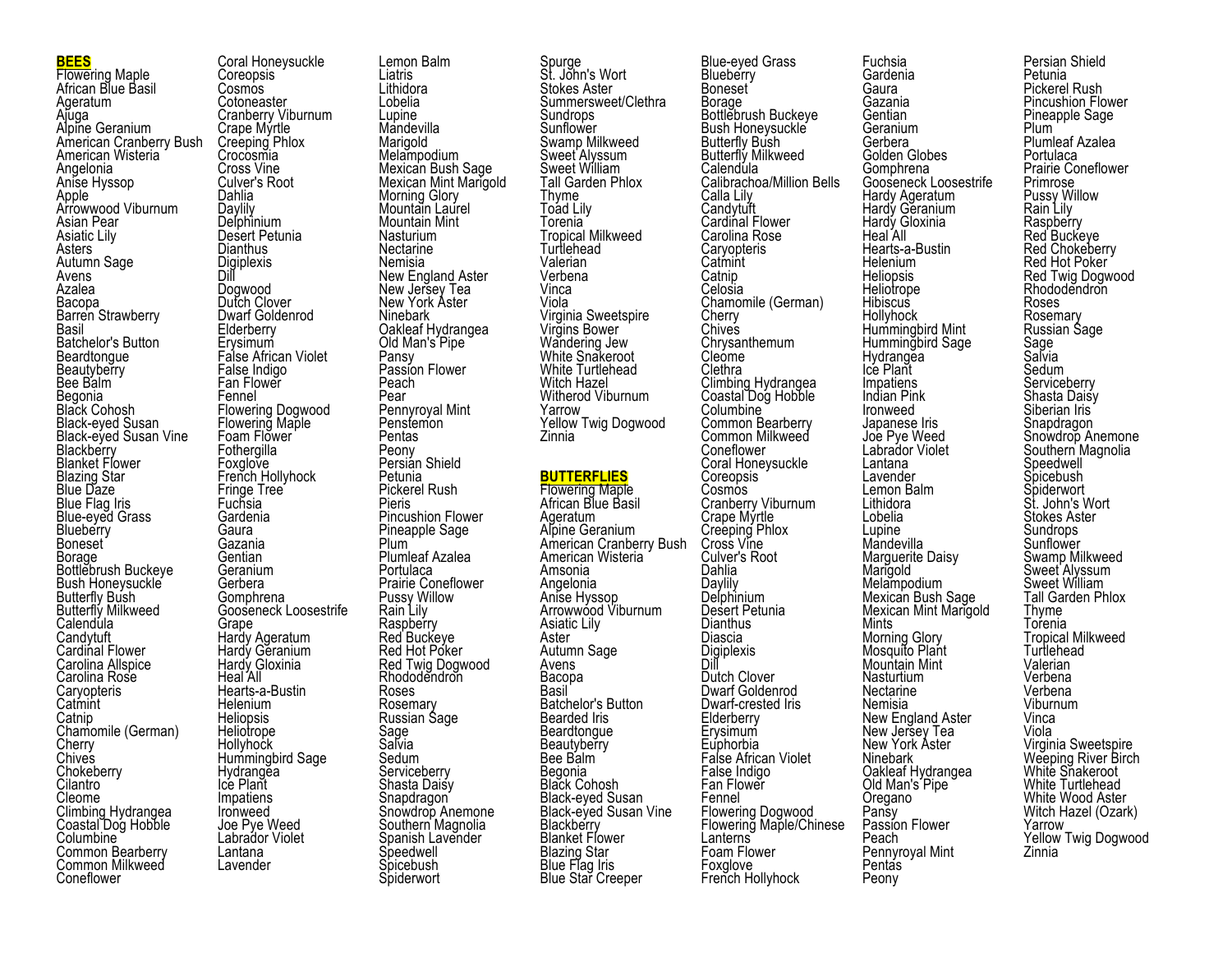## BEES

Flowering Maple
African Blue Basil
Ageratum
Ajuga
Alpine Geranium
American Cranberry Bush
American Wisteria
Angelonia
Anise Hyssop
Apple
Arrowwood Viburnum
Asian Pear
Asiatic Lily
Asters
Autumn Sage
Avens
Azalea
Bacopa
Barren Strawberry
Basil
Batchelor's Button
Beardtongue
Beautyberry
Bee Balm
Begonia
Black Cohosh
Black-eyed Susan
Black-eyed Susan Vine
Blackberry
Blanket Flower
Blazing Star
Blue Daze
Blue Flag Iris
Blue-eyed Grass
Blueberry
Boneset
Borage
Bottlebrush Buckeye
Bush Honeysuckle
Butterfly Bush
Butterfly Milkweed
Calendula
Candytuft
Cardinal Flower
Carolina Allspice
Carolina Rose
Caryopteris
Catmint
Catnip
Chamomile (German)
Cherry
Chives
Chokeberry
Cilantro
Cleome
Climbing Hydrangea
Coastal Dog Hobble
Columbine
Common Bearberry
Common Milkweed
Coneflower
Coral Honeysuckle
Coreopsis
Cosmos
Cotoneaster
Cranberry Viburnum
Crape Myrtle
Creeping Phlox
Crocosmia
Cross Vine
Culver's Root
Dahlia
Daylily
Delphinium
Desert Petunia
Dianthus
Digiplexis
Dill
Dogwood
Dutch Clover
Dwarf Goldenrod
Elderberry
Erysimum
False African Violet
False Indigo
Fan Flower
Fennel
Flowering Dogwood
Flowering Maple
Foam Flower
Fothergilla
Foxglove
French Hollyhock
Fringe Tree
Fuchsia
Gardenia
Gaura
Gazania
Gentian
Geranium
Gerbera
Gomphrena
Gooseneck Loosestrife
Grape
Hardy Ageratum
Hardy Geranium
Hardy Gloxinia
Heal All
Hearts-a-Bustin
Helenium
Heliopsis
Heliotrope
Hollyhock
Hummingbird Sage
Hydrangea
Ice Plant
Impatiens
Ironweed
Joe Pye Weed
Labrador Violet
Lantana
Lavender
Lemon Balm
Liatris
Lithidora
Lobelia
Lupine
Mandevilla
Marigold
Melampodium
Mexican Bush Sage
Mexican Mint Marigold
Morning Glory
Mountain Laurel
Mountain Mint
Nasturium
Nectarine
Nemisia
New England Aster
New Jersey Tea
New York Aster
Ninebark
Oakleaf Hydrangea
Old Man's Pipe
Pansy
Passion Flower
Peach
Pear
Pennyroyal Mint
Penstemon
Pentas
Peony
Persian Shield
Petunia
Pickerel Rush
Pieris
Pincushion Flower
Pineapple Sage
Plum
Plumleaf Azalea
Portulaca
Prairie Coneflower
Pussy Willow
Rain Lily
Raspberry
Red Buckeye
Red Hot Poker
Red Twig Dogwood
Rhododendron
Roses
Rosemary
Russian Sage
Sage
Salvia
Sedum
Serviceberry
Shasta Daisy
Snapdragon
Snowdrop Anemone
Southern Magnolia
Spanish Lavender
Speedwell
Spicebush
Spiderwort
Spurge
St. John's Wort
Stokes Aster
Summersweet/Clethra
Sundrops
Sunflower
Swamp Milkweed
Sweet Alyssum
Sweet William
Tall Garden Phlox
Thyme
Toad Lily
Torenia
Tropical Milkweed
Turtlehead
Valerian
Verbena
Vinca
Viola
Virginia Sweetspire
Virgins Bower
Wandering Jew
White Snakeroot
White Turtlehead
Witch Hazel
Witherod Viburnum
Yarrow
Yellow Twig Dogwood
Zinnia

## BUTTERFLIES

Flowering Maple
African Blue Basil
Ageratum
Alpine Geranium
American Cranberry Bush
American Wisteria
Amsonia
Angelonia
Anise Hyssop
Arrowwood Viburnum
Asiatic Lily
Aster
Autumn Sage
Avens
Bacopa
Basil
Batchelor's Button
Bearded Iris
Beardtongue
Beautyberry
Bee Balm
Begonia
Black Cohosh
Black-eyed Susan
Black-eyed Susan Vine
Blackberry
Blanket Flower
Blazing Star
Blue Flag Iris
Blue Star Creeper
Blue-eyed Grass
Blueberry
Boneset
Borage
Bottlebrush Buckeye
Bush Honeysuckle
Butterfly Bush
Butterfly Milkweed
Calendula
Calibrachoa/Million Bells
Calla Lily
Candytuft
Cardinal Flower
Carolina Rose
Caryopteris
Catmint
Catnip
Celosia
Chamomile (German)
Cherry
Chives
Chrysanthemum
Cleome
Clethra
Climbing Hydrangea
Coastal Dog Hobble
Columbine
Common Bearberry
Common Milkweed
Coneflower
Coral Honeysuckle
Coreopsis
Cosmos
Cranberry Viburnum
Crape Myrtle
Creeping Phlox
Cross Vine
Culver's Root
Dahlia
Daylily
Delphinium
Desert Petunia
Dianthus
Diascia
Digiplexis
Dill
Dutch Clover
Dwarf Goldenrod
Dwarf-crested Iris
Elderberry
Erysimum
Euphorbia
False African Violet
False Indigo
Fan Flower
Fennel
Flowering Dogwood
Flowering Maple/Chinese Lanterns
Foam Flower
Foxglove
French Hollyhock
Fuchsia
Gardenia
Gaura
Gazania
Gentian
Geranium
Gerbera
Golden Globes
Gomphrena
Gooseneck Loosestrife
Hardy Ageratum
Hardy Geranium
Hardy Gloxinia
Heal All
Hearts-a-Bustin
Helenium
Heliopsis
Heliotrope
Hibiscus
Hollyhock
Hummingbird Mint
Hummingbird Sage
Hydrangea
Ice Plant
Impatiens
Indian Pink
Ironweed
Japanese Iris
Joe Pye Weed
Labrador Violet
Lantana
Lavender
Lemon Balm
Lithidora
Lobelia
Lupine
Mandevilla
Marguerite Daisy
Marigold
Melampodium
Mexican Bush Sage
Mexican Mint Marigold
Mints
Morning Glory
Mosquito Plant
Mountain Mint
Nasturtium
Nectarine
Nemisia
New England Aster
New Jersey Tea
New York Aster
Ninebark
Oakleaf Hydrangea
Old Man's Pipe
Oregano
Pansy
Passion Flower
Peach
Pennyroyal Mint
Pentas
Peony
Persian Shield
Petunia
Pickerel Rush
Pincushion Flower
Pineapple Sage
Plum
Plumleaf Azalea
Portulaca
Prairie Coneflower
Primrose
Pussy Willow
Rain Lily
Raspberry
Red Buckeye
Red Chokeberry
Red Hot Poker
Red Twig Dogwood
Rhododendron
Roses
Rosemary
Russian Sage
Sage
Salvia
Sedum
Serviceberry
Shasta Daisy
Siberian Iris
Snapdragon
Snowdrop Anemone
Southern Magnolia
Speedwell
Spicebush
Spiderwort
St. John's Wort
Stokes Aster
Sundrops
Sunflower
Swamp Milkweed
Sweet Alyssum
Sweet William
Tall Garden Phlox
Thyme
Torenia
Tropical Milkweed
Turtlehead
Valerian
Verbena
Viburnum
Vinca
Viola
Virginia Sweetspire
Weeping River Birch
White Snakeroot
White Turtlehead
White Wood Aster
Witch Hazel (Ozark)
Yarrow
Yellow Twig Dogwood
Zinnia